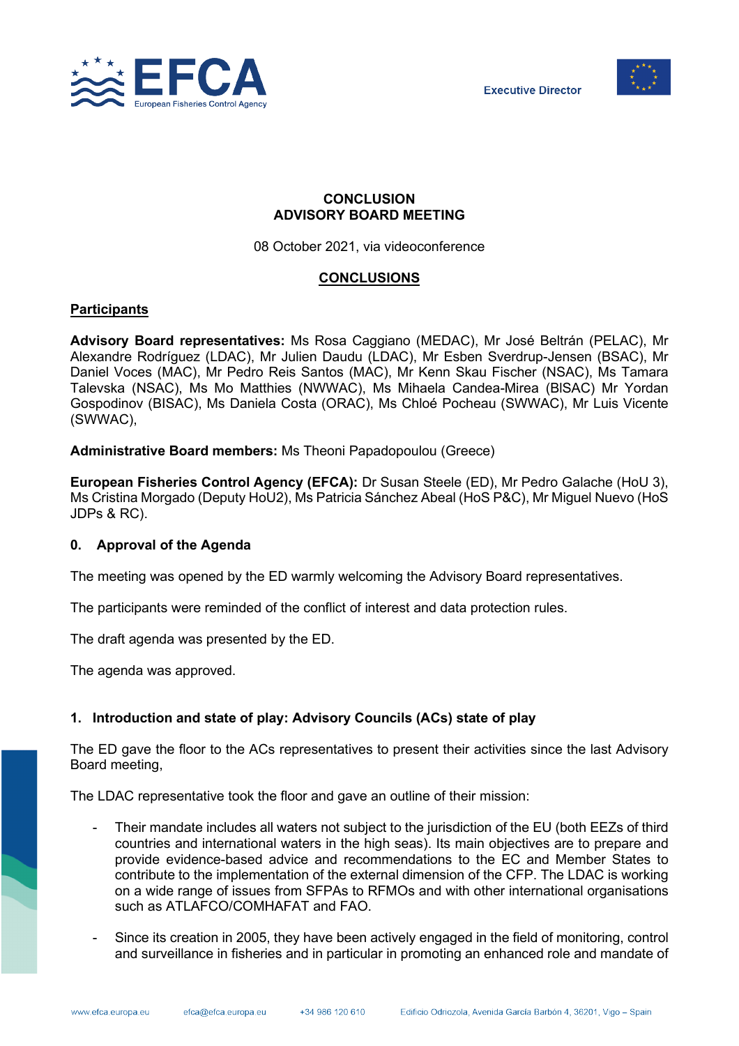**CONCLUSION**
**ADVISORY BOARD MEETING**

08 October 2021, via videoconference

## CONCLUSIONS

**Participants**

**Advisory Board representatives:** Ms Rosa Caggiano (MEDAC), Mr José Beltrán (PELAC), Mr Alexandre Rodríguez (LDAC), Mr Julien Daudu (LDAC), Mr Esben Sverdrup-Jensen (BSAC), Mr Daniel Voces (MAC), Mr Pedro Reis Santos (MAC), Mr Kenn Skau Fischer (NSAC), Ms Tamara Talevska (NSAC), Ms Mo Matthies (NWWAC), Ms Mihaela Candea-Mirea (BlSAC) Mr Yordan Gospodinov (BISAC), Ms Daniela Costa (ORAC), Ms Chloé Pocheau (SWWAC), Mr Luis Vicente (SWWAC),

**Administrative Board members:** Ms Theoni Papadopoulou (Greece)

**European Fisheries Control Agency (EFCA):** Dr Susan Steele (ED), Mr Pedro Galache (HoU 3), Ms Cristina Morgado (Deputy HoU2), Ms Patricia Sánchez Abeal (HoS P&C), Mr Miguel Nuevo (HoS JDPs & RC).

### 0. Approval of the Agenda

The meeting was opened by the ED warmly welcoming the Advisory Board representatives.

The participants were reminded of the conflict of interest and data protection rules.

The draft agenda was presented by the ED.

The agenda was approved.

### 1. Introduction and state of play: Advisory Councils (ACs) state of play

The ED gave the floor to the ACs representatives to present their activities since the last Advisory Board meeting,

The LDAC representative took the floor and gave an outline of their mission:

- Their mandate includes all waters not subject to the jurisdiction of the EU (both EEZs of third countries and international waters in the high seas). Its main objectives are to prepare and provide evidence-based advice and recommendations to the EC and Member States to contribute to the implementation of the external dimension of the CFP. The LDAC is working on a wide range of issues from SFPAs to RFMOs and with other international organisations such as ATLAFCO/COMHAFAT and FAO.
- Since its creation in 2005, they have been actively engaged in the field of monitoring, control and surveillance in fisheries and in particular in promoting an enhanced role and mandate of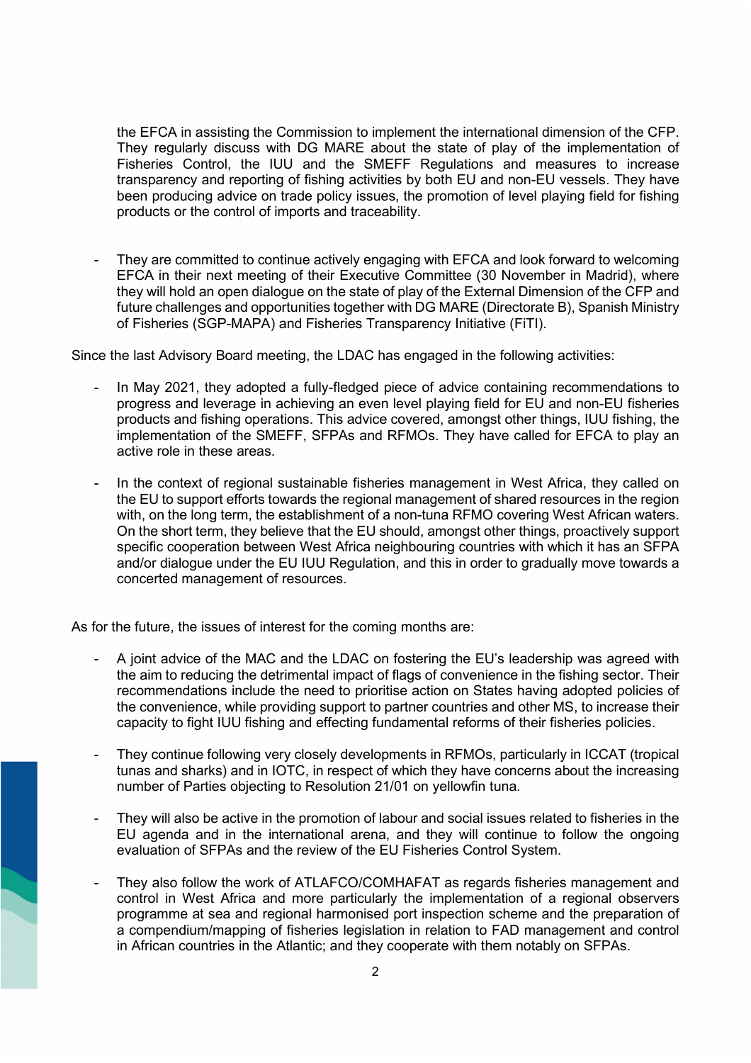the EFCA in assisting the Commission to implement the international dimension of the CFP. They regularly discuss with DG MARE about the state of play of the implementation of Fisheries Control, the IUU and the SMEFF Regulations and measures to increase transparency and reporting of fishing activities by both EU and non-EU vessels. They have been producing advice on trade policy issues, the promotion of level playing field for fishing products or the control of imports and traceability.

- They are committed to continue actively engaging with EFCA and look forward to welcoming EFCA in their next meeting of their Executive Committee (30 November in Madrid), where they will hold an open dialogue on the state of play of the External Dimension of the CFP and future challenges and opportunities together with DG MARE (Directorate B), Spanish Ministry of Fisheries (SGP-MAPA) and Fisheries Transparency Initiative (FiTI).

Since the last Advisory Board meeting, the LDAC has engaged in the following activities:

- In May 2021, they adopted a fully-fledged piece of advice containing recommendations to progress and leverage in achieving an even level playing field for EU and non-EU fisheries products and fishing operations. This advice covered, amongst other things, IUU fishing, the implementation of the SMEFF, SFPAs and RFMOs. They have called for EFCA to play an active role in these areas.

- In the context of regional sustainable fisheries management in West Africa, they called on the EU to support efforts towards the regional management of shared resources in the region with, on the long term, the establishment of a non-tuna RFMO covering West African waters. On the short term, they believe that the EU should, amongst other things, proactively support specific cooperation between West Africa neighbouring countries with which it has an SFPA and/or dialogue under the EU IUU Regulation, and this in order to gradually move towards a concerted management of resources.

As for the future, the issues of interest for the coming months are:

- A joint advice of the MAC and the LDAC on fostering the EU's leadership was agreed with the aim to reducing the detrimental impact of flags of convenience in the fishing sector. Their recommendations include the need to prioritise action on States having adopted policies of the convenience, while providing support to partner countries and other MS, to increase their capacity to fight IUU fishing and effecting fundamental reforms of their fisheries policies.

- They continue following very closely developments in RFMOs, particularly in ICCAT (tropical tunas and sharks) and in IOTC, in respect of which they have concerns about the increasing number of Parties objecting to Resolution 21/01 on yellowfin tuna.

- They will also be active in the promotion of labour and social issues related to fisheries in the EU agenda and in the international arena, and they will continue to follow the ongoing evaluation of SFPAs and the review of the EU Fisheries Control System.

- They also follow the work of ATLAFCO/COMHAFAT as regards fisheries management and control in West Africa and more particularly the implementation of a regional observers programme at sea and regional harmonised port inspection scheme and the preparation of a compendium/mapping of fisheries legislation in relation to FAD management and control in African countries in the Atlantic; and they cooperate with them notably on SFPAs.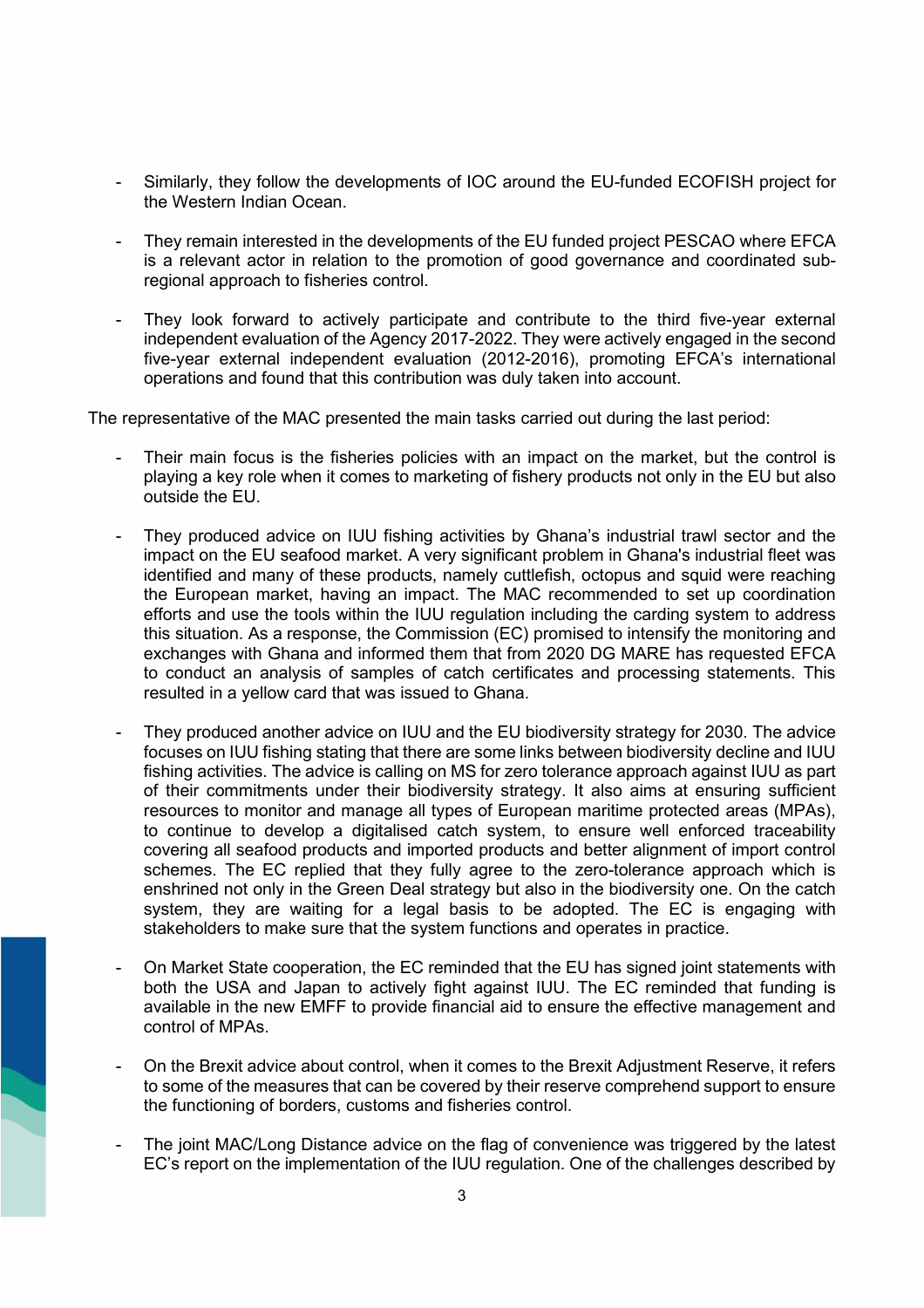- Similarly, they follow the developments of IOC around the EU-funded ECOFISH project for the Western Indian Ocean.

- They remain interested in the developments of the EU funded project PESCAO where EFCA is a relevant actor in relation to the promotion of good governance and coordinated sub-regional approach to fisheries control.

- They look forward to actively participate and contribute to the third five-year external independent evaluation of the Agency 2017-2022. They were actively engaged in the second five-year external independent evaluation (2012-2016), promoting EFCA's international operations and found that this contribution was duly taken into account.

The representative of the MAC presented the main tasks carried out during the last period:

- Their main focus is the fisheries policies with an impact on the market, but the control is playing a key role when it comes to marketing of fishery products not only in the EU but also outside the EU.

- They produced advice on IUU fishing activities by Ghana's industrial trawl sector and the impact on the EU seafood market. A very significant problem in Ghana's industrial fleet was identified and many of these products, namely cuttlefish, octopus and squid were reaching the European market, having an impact. The MAC recommended to set up coordination efforts and use the tools within the IUU regulation including the carding system to address this situation. As a response, the Commission (EC) promised to intensify the monitoring and exchanges with Ghana and informed them that from 2020 DG MARE has requested EFCA to conduct an analysis of samples of catch certificates and processing statements. This resulted in a yellow card that was issued to Ghana.

- They produced another advice on IUU and the EU biodiversity strategy for 2030. The advice focuses on IUU fishing stating that there are some links between biodiversity decline and IUU fishing activities. The advice is calling on MS for zero tolerance approach against IUU as part of their commitments under their biodiversity strategy. It also aims at ensuring sufficient resources to monitor and manage all types of European maritime protected areas (MPAs), to continue to develop a digitalised catch system, to ensure well enforced traceability covering all seafood products and imported products and better alignment of import control schemes. The EC replied that they fully agree to the zero-tolerance approach which is enshrined not only in the Green Deal strategy but also in the biodiversity one. On the catch system, they are waiting for a legal basis to be adopted. The EC is engaging with stakeholders to make sure that the system functions and operates in practice.

- On Market State cooperation, the EC reminded that the EU has signed joint statements with both the USA and Japan to actively fight against IUU. The EC reminded that funding is available in the new EMFF to provide financial aid to ensure the effective management and control of MPAs.

- On the Brexit advice about control, when it comes to the Brexit Adjustment Reserve, it refers to some of the measures that can be covered by their reserve comprehend support to ensure the functioning of borders, customs and fisheries control.

- The joint MAC/Long Distance advice on the flag of convenience was triggered by the latest EC's report on the implementation of the IUU regulation. One of the challenges described by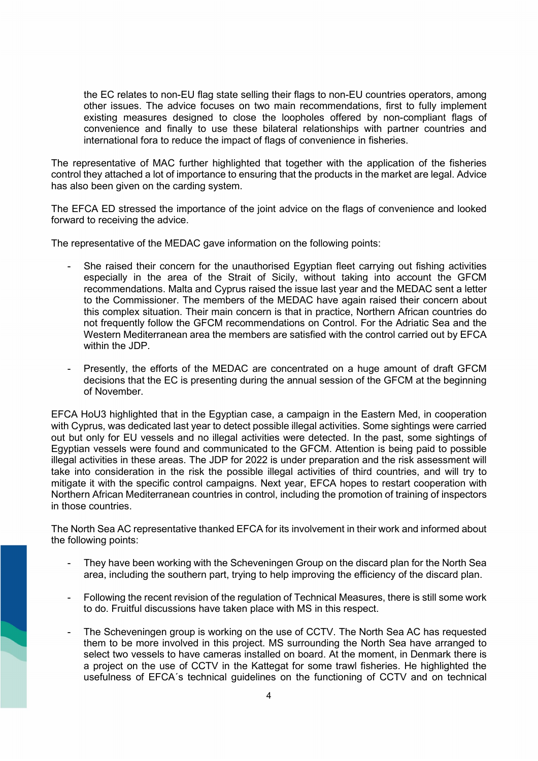the EC relates to non-EU flag state selling their flags to non-EU countries operators, among other issues. The advice focuses on two main recommendations, first to fully implement existing measures designed to close the loopholes offered by non-compliant flags of convenience and finally to use these bilateral relationships with partner countries and international fora to reduce the impact of flags of convenience in fisheries.

The representative of MAC further highlighted that together with the application of the fisheries control they attached a lot of importance to ensuring that the products in the market are legal. Advice has also been given on the carding system.

The EFCA ED stressed the importance of the joint advice on the flags of convenience and looked forward to receiving the advice.

The representative of the MEDAC gave information on the following points:

- She raised their concern for the unauthorised Egyptian fleet carrying out fishing activities especially in the area of the Strait of Sicily, without taking into account the GFCM recommendations. Malta and Cyprus raised the issue last year and the MEDAC sent a letter to the Commissioner. The members of the MEDAC have again raised their concern about this complex situation. Their main concern is that in practice, Northern African countries do not frequently follow the GFCM recommendations on Control. For the Adriatic Sea and the Western Mediterranean area the members are satisfied with the control carried out by EFCA within the JDP.

- Presently, the efforts of the MEDAC are concentrated on a huge amount of draft GFCM decisions that the EC is presenting during the annual session of the GFCM at the beginning of November.

EFCA HoU3 highlighted that in the Egyptian case, a campaign in the Eastern Med, in cooperation with Cyprus, was dedicated last year to detect possible illegal activities. Some sightings were carried out but only for EU vessels and no illegal activities were detected. In the past, some sightings of Egyptian vessels were found and communicated to the GFCM. Attention is being paid to possible illegal activities in these areas. The JDP for 2022 is under preparation and the risk assessment will take into consideration in the risk the possible illegal activities of third countries, and will try to mitigate it with the specific control campaigns. Next year, EFCA hopes to restart cooperation with Northern African Mediterranean countries in control, including the promotion of training of inspectors in those countries.

The North Sea AC representative thanked EFCA for its involvement in their work and informed about the following points:

- They have been working with the Scheveningen Group on the discard plan for the North Sea area, including the southern part, trying to help improving the efficiency of the discard plan.

- Following the recent revision of the regulation of Technical Measures, there is still some work to do. Fruitful discussions have taken place with MS in this respect.

- The Scheveningen group is working on the use of CCTV. The North Sea AC has requested them to be more involved in this project. MS surrounding the North Sea have arranged to select two vessels to have cameras installed on board. At the moment, in Denmark there is a project on the use of CCTV in the Kattegat for some trawl fisheries. He highlighted the usefulness of EFCA´s technical guidelines on the functioning of CCTV and on technical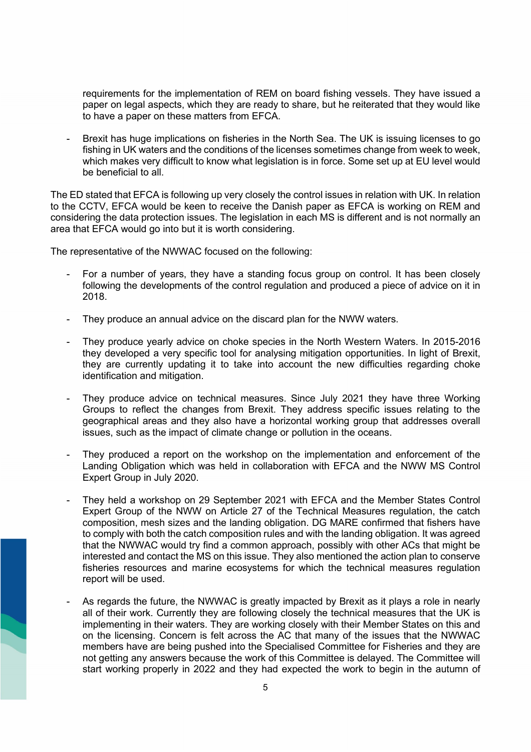requirements for the implementation of REM on board fishing vessels. They have issued a paper on legal aspects, which they are ready to share, but he reiterated that they would like to have a paper on these matters from EFCA.

- Brexit has huge implications on fisheries in the North Sea. The UK is issuing licenses to go fishing in UK waters and the conditions of the licenses sometimes change from week to week, which makes very difficult to know what legislation is in force. Some set up at EU level would be beneficial to all.

The ED stated that EFCA is following up very closely the control issues in relation with UK. In relation to the CCTV, EFCA would be keen to receive the Danish paper as EFCA is working on REM and considering the data protection issues. The legislation in each MS is different and is not normally an area that EFCA would go into but it is worth considering.

The representative of the NWWAC focused on the following:

- For a number of years, they have a standing focus group on control. It has been closely following the developments of the control regulation and produced a piece of advice on it in 2018.

- They produce an annual advice on the discard plan for the NWW waters.

- They produce yearly advice on choke species in the North Western Waters. In 2015-2016 they developed a very specific tool for analysing mitigation opportunities. In light of Brexit, they are currently updating it to take into account the new difficulties regarding choke identification and mitigation.

- They produce advice on technical measures. Since July 2021 they have three Working Groups to reflect the changes from Brexit. They address specific issues relating to the geographical areas and they also have a horizontal working group that addresses overall issues, such as the impact of climate change or pollution in the oceans.

- They produced a report on the workshop on the implementation and enforcement of the Landing Obligation which was held in collaboration with EFCA and the NWW MS Control Expert Group in July 2020.

- They held a workshop on 29 September 2021 with EFCA and the Member States Control Expert Group of the NWW on Article 27 of the Technical Measures regulation, the catch composition, mesh sizes and the landing obligation. DG MARE confirmed that fishers have to comply with both the catch composition rules and with the landing obligation. It was agreed that the NWWAC would try find a common approach, possibly with other ACs that might be interested and contact the MS on this issue. They also mentioned the action plan to conserve fisheries resources and marine ecosystems for which the technical measures regulation report will be used.

- As regards the future, the NWWAC is greatly impacted by Brexit as it plays a role in nearly all of their work. Currently they are following closely the technical measures that the UK is implementing in their waters. They are working closely with their Member States on this and on the licensing. Concern is felt across the AC that many of the issues that the NWWAC members have are being pushed into the Specialised Committee for Fisheries and they are not getting any answers because the work of this Committee is delayed. The Committee will start working properly in 2022 and they had expected the work to begin in the autumn of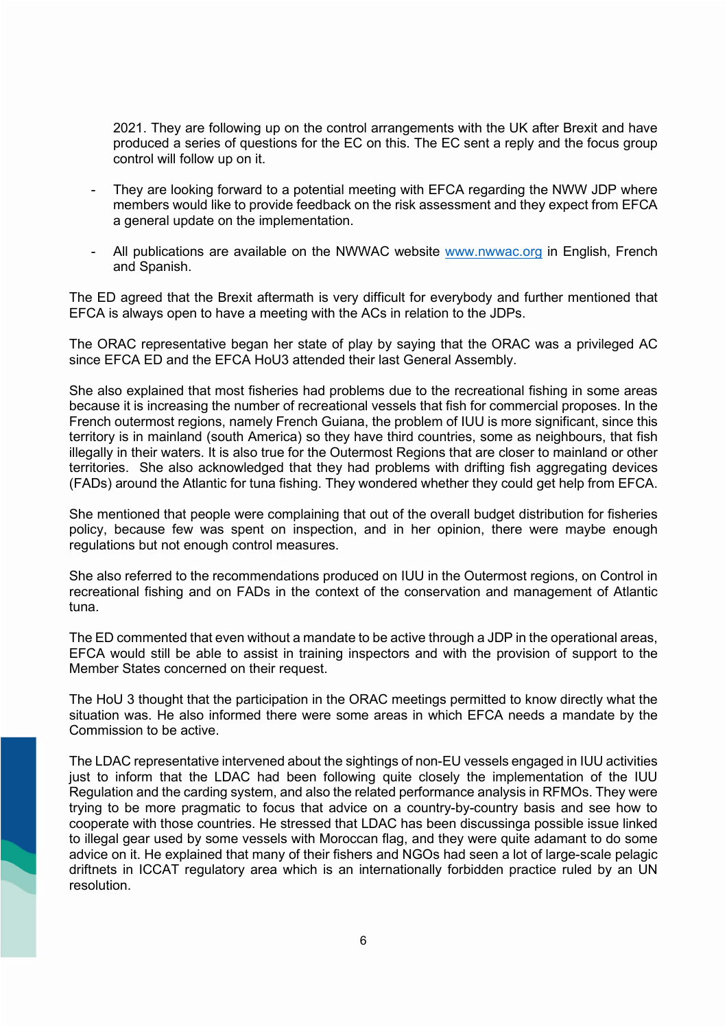2021. They are following up on the control arrangements with the UK after Brexit and have produced a series of questions for the EC on this. The EC sent a reply and the focus group control will follow up on it.

- They are looking forward to a potential meeting with EFCA regarding the NWW JDP where members would like to provide feedback on the risk assessment and they expect from EFCA a general update on the implementation.

- All publications are available on the NWWAC website www.nwwac.org in English, French and Spanish.

The ED agreed that the Brexit aftermath is very difficult for everybody and further mentioned that EFCA is always open to have a meeting with the ACs in relation to the JDPs.

The ORAC representative began her state of play by saying that the ORAC was a privileged AC since EFCA ED and the EFCA HoU3 attended their last General Assembly.

She also explained that most fisheries had problems due to the recreational fishing in some areas because it is increasing the number of recreational vessels that fish for commercial proposes. In the French outermost regions, namely French Guiana, the problem of IUU is more significant, since this territory is in mainland (south America) so they have third countries, some as neighbours, that fish illegally in their waters. It is also true for the Outermost Regions that are closer to mainland or other territories. She also acknowledged that they had problems with drifting fish aggregating devices (FADs) around the Atlantic for tuna fishing. They wondered whether they could get help from EFCA.

She mentioned that people were complaining that out of the overall budget distribution for fisheries policy, because few was spent on inspection, and in her opinion, there were maybe enough regulations but not enough control measures.

She also referred to the recommendations produced on IUU in the Outermost regions, on Control in recreational fishing and on FADs in the context of the conservation and management of Atlantic tuna.

The ED commented that even without a mandate to be active through a JDP in the operational areas, EFCA would still be able to assist in training inspectors and with the provision of support to the Member States concerned on their request.

The HoU 3 thought that the participation in the ORAC meetings permitted to know directly what the situation was. He also informed there were some areas in which EFCA needs a mandate by the Commission to be active.

The LDAC representative intervened about the sightings of non-EU vessels engaged in IUU activities just to inform that the LDAC had been following quite closely the implementation of the IUU Regulation and the carding system, and also the related performance analysis in RFMOs. They were trying to be more pragmatic to focus that advice on a country-by-country basis and see how to cooperate with those countries. He stressed that LDAC has been discussinga possible issue linked to illegal gear used by some vessels with Moroccan flag, and they were quite adamant to do some advice on it. He explained that many of their fishers and NGOs had seen a lot of large-scale pelagic driftnets in ICCAT regulatory area which is an internationally forbidden practice ruled by an UN resolution.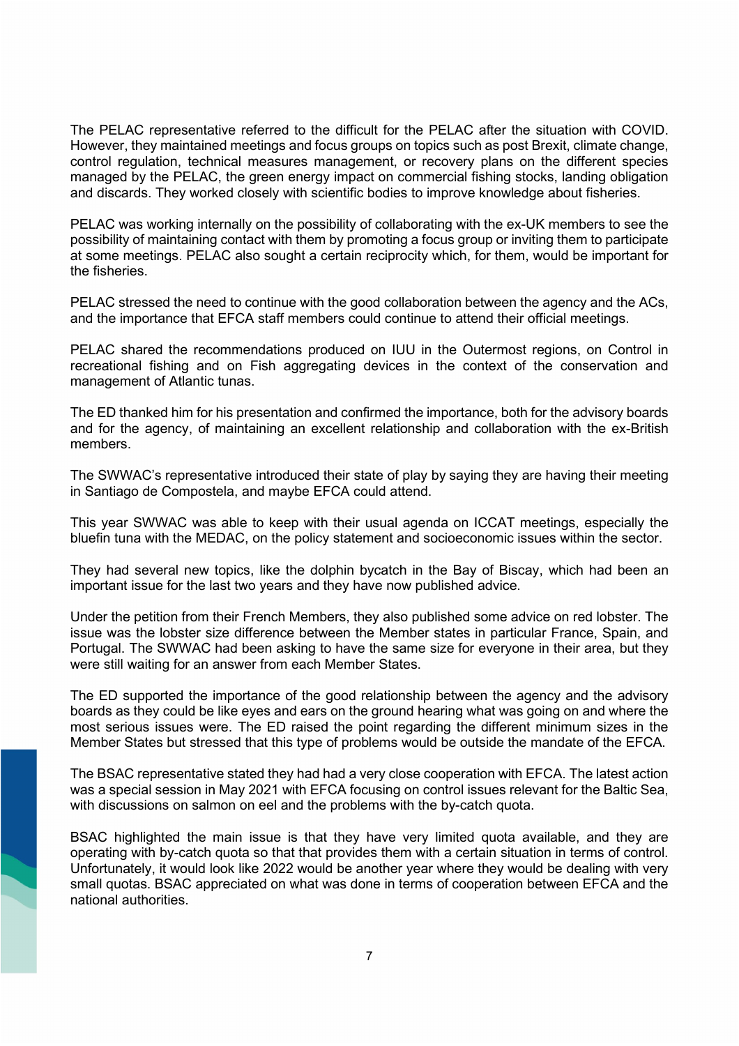The PELAC representative referred to the difficult for the PELAC after the situation with COVID. However, they maintained meetings and focus groups on topics such as post Brexit, climate change, control regulation, technical measures management, or recovery plans on the different species managed by the PELAC, the green energy impact on commercial fishing stocks, landing obligation and discards. They worked closely with scientific bodies to improve knowledge about fisheries.

PELAC was working internally on the possibility of collaborating with the ex-UK members to see the possibility of maintaining contact with them by promoting a focus group or inviting them to participate at some meetings. PELAC also sought a certain reciprocity which, for them, would be important for the fisheries.

PELAC stressed the need to continue with the good collaboration between the agency and the ACs, and the importance that EFCA staff members could continue to attend their official meetings.

PELAC shared the recommendations produced on IUU in the Outermost regions, on Control in recreational fishing and on Fish aggregating devices in the context of the conservation and management of Atlantic tunas.

The ED thanked him for his presentation and confirmed the importance, both for the advisory boards and for the agency, of maintaining an excellent relationship and collaboration with the ex-British members.

The SWWAC's representative introduced their state of play by saying they are having their meeting in Santiago de Compostela, and maybe EFCA could attend.

This year SWWAC was able to keep with their usual agenda on ICCAT meetings, especially the bluefin tuna with the MEDAC, on the policy statement and socioeconomic issues within the sector.

They had several new topics, like the dolphin bycatch in the Bay of Biscay, which had been an important issue for the last two years and they have now published advice.

Under the petition from their French Members, they also published some advice on red lobster. The issue was the lobster size difference between the Member states in particular France, Spain, and Portugal. The SWWAC had been asking to have the same size for everyone in their area, but they were still waiting for an answer from each Member States.

The ED supported the importance of the good relationship between the agency and the advisory boards as they could be like eyes and ears on the ground hearing what was going on and where the most serious issues were. The ED raised the point regarding the different minimum sizes in the Member States but stressed that this type of problems would be outside the mandate of the EFCA.

The BSAC representative stated they had had a very close cooperation with EFCA. The latest action was a special session in May 2021 with EFCA focusing on control issues relevant for the Baltic Sea, with discussions on salmon on eel and the problems with the by-catch quota.

BSAC highlighted the main issue is that they have very limited quota available, and they are operating with by-catch quota so that that provides them with a certain situation in terms of control. Unfortunately, it would look like 2022 would be another year where they would be dealing with very small quotas. BSAC appreciated on what was done in terms of cooperation between EFCA and the national authorities.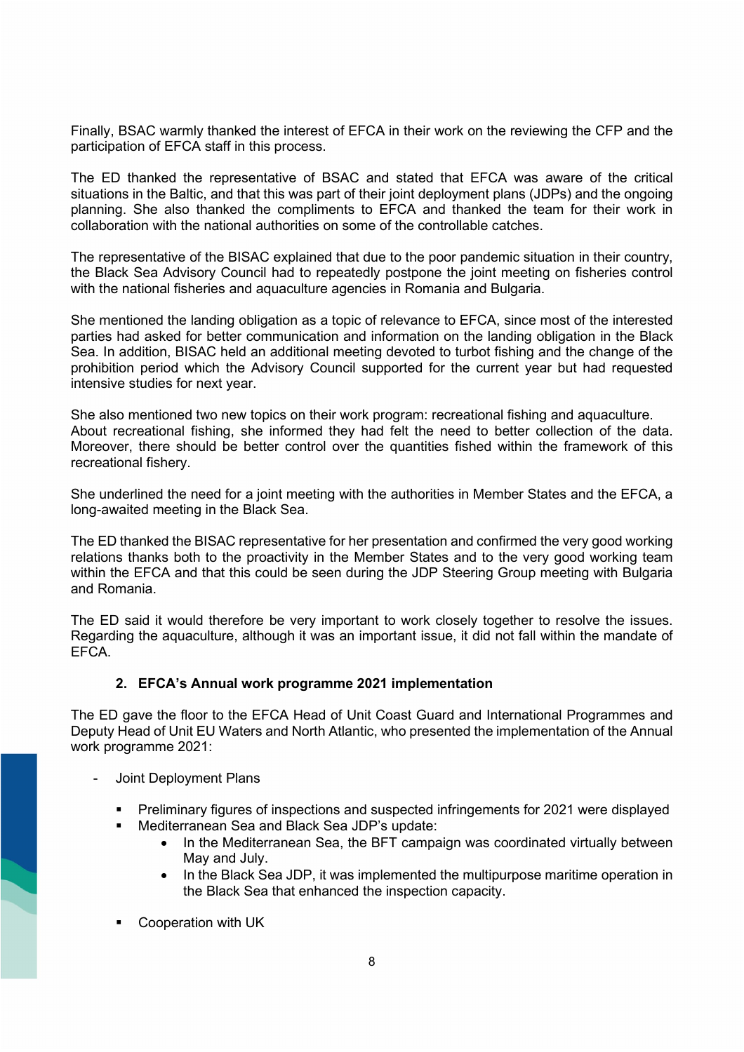Finally, BSAC warmly thanked the interest of EFCA in their work on the reviewing the CFP and the participation of EFCA staff in this process.

The ED thanked the representative of BSAC and stated that EFCA was aware of the critical situations in the Baltic, and that this was part of their joint deployment plans (JDPs) and the ongoing planning. She also thanked the compliments to EFCA and thanked the team for their work in collaboration with the national authorities on some of the controllable catches.

The representative of the BlSAC explained that due to the poor pandemic situation in their country, the Black Sea Advisory Council had to repeatedly postpone the joint meeting on fisheries control with the national fisheries and aquaculture agencies in Romania and Bulgaria.

She mentioned the landing obligation as a topic of relevance to EFCA, since most of the interested parties had asked for better communication and information on the landing obligation in the Black Sea. In addition, BlSAC held an additional meeting devoted to turbot fishing and the change of the prohibition period which the Advisory Council supported for the current year but had requested intensive studies for next year.

She also mentioned two new topics on their work program: recreational fishing and aquaculture.
About recreational fishing, she informed they had felt the need to better collection of the data. Moreover, there should be better control over the quantities fished within the framework of this recreational fishery.

She underlined the need for a joint meeting with the authorities in Member States and the EFCA, a long-awaited meeting in the Black Sea.

The ED thanked the BlSAC representative for her presentation and confirmed the very good working relations thanks both to the proactivity in the Member States and to the very good working team within the EFCA and that this could be seen during the JDP Steering Group meeting with Bulgaria and Romania.

The ED said it would therefore be very important to work closely together to resolve the issues. Regarding the aquaculture, although it was an important issue, it did not fall within the mandate of EFCA.

## 2. EFCA's Annual work programme 2021 implementation

The ED gave the floor to the EFCA Head of Unit Coast Guard and International Programmes and Deputy Head of Unit EU Waters and North Atlantic, who presented the implementation of the Annual work programme 2021:

- Joint Deployment Plans
  - Preliminary figures of inspections and suspected infringements for 2021 were displayed
  - Mediterranean Sea and Black Sea JDP's update:
    - In the Mediterranean Sea, the BFT campaign was coordinated virtually between May and July.
    - In the Black Sea JDP, it was implemented the multipurpose maritime operation in the Black Sea that enhanced the inspection capacity.
  - Cooperation with UK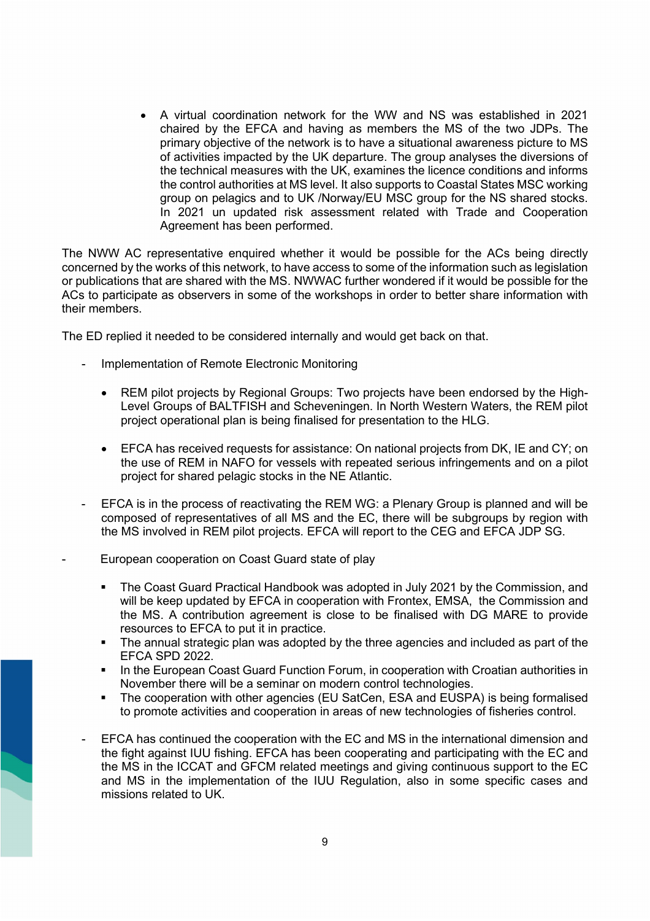- A virtual coordination network for the WW and NS was established in 2021 chaired by the EFCA and having as members the MS of the two JDPs. The primary objective of the network is to have a situational awareness picture to MS of activities impacted by the UK departure. The group analyses the diversions of the technical measures with the UK, examines the licence conditions and informs the control authorities at MS level. It also supports to Coastal States MSC working group on pelagics and to UK /Norway/EU MSC group for the NS shared stocks. In 2021 un updated risk assessment related with Trade and Cooperation Agreement has been performed.

The NWW AC representative enquired whether it would be possible for the ACs being directly concerned by the works of this network, to have access to some of the information such as legislation or publications that are shared with the MS. NWWAC further wondered if it would be possible for the ACs to participate as observers in some of the workshops in order to better share information with their members.

The ED replied it needed to be considered internally and would get back on that.

- Implementation of Remote Electronic Monitoring
  - REM pilot projects by Regional Groups: Two projects have been endorsed by the High-Level Groups of BALTFISH and Scheveningen. In North Western Waters, the REM pilot project operational plan is being finalised for presentation to the HLG.
  - EFCA has received requests for assistance: On national projects from DK, IE and CY; on the use of REM in NAFO for vessels with repeated serious infringements and on a pilot project for shared pelagic stocks in the NE Atlantic.
- EFCA is in the process of reactivating the REM WG: a Plenary Group is planned and will be composed of representatives of all MS and the EC, there will be subgroups by region with the MS involved in REM pilot projects. EFCA will report to the CEG and EFCA JDP SG.
- European cooperation on Coast Guard state of play
  - The Coast Guard Practical Handbook was adopted in July 2021 by the Commission, and will be keep updated by EFCA in cooperation with Frontex, EMSA, the Commission and the MS. A contribution agreement is close to be finalised with DG MARE to provide resources to EFCA to put it in practice.
  - The annual strategic plan was adopted by the three agencies and included as part of the EFCA SPD 2022.
  - In the European Coast Guard Function Forum, in cooperation with Croatian authorities in November there will be a seminar on modern control technologies.
  - The cooperation with other agencies (EU SatCen, ESA and EUSPA) is being formalised to promote activities and cooperation in areas of new technologies of fisheries control.
- EFCA has continued the cooperation with the EC and MS in the international dimension and the fight against IUU fishing. EFCA has been cooperating and participating with the EC and the MS in the ICCAT and GFCM related meetings and giving continuous support to the EC and MS in the implementation of the IUU Regulation, also in some specific cases and missions related to UK.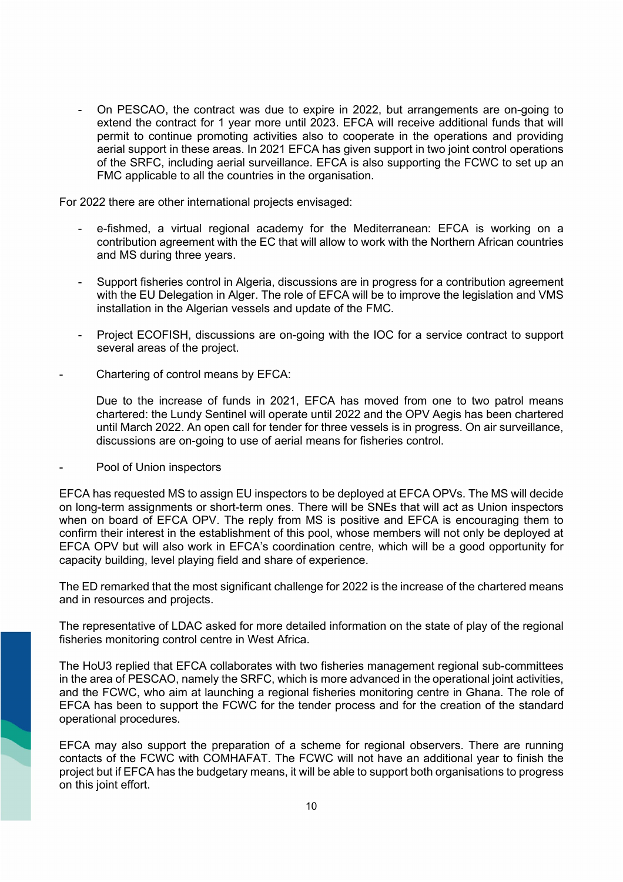- On PESCAO, the contract was due to expire in 2022, but arrangements are on-going to extend the contract for 1 year more until 2023. EFCA will receive additional funds that will permit to continue promoting activities also to cooperate in the operations and providing aerial support in these areas. In 2021 EFCA has given support in two joint control operations of the SRFC, including aerial surveillance. EFCA is also supporting the FCWC to set up an FMC applicable to all the countries in the organisation.

For 2022 there are other international projects envisaged:

- e-fishmed, a virtual regional academy for the Mediterranean: EFCA is working on a contribution agreement with the EC that will allow to work with the Northern African countries and MS during three years.
- Support fisheries control in Algeria, discussions are in progress for a contribution agreement with the EU Delegation in Alger. The role of EFCA will be to improve the legislation and VMS installation in the Algerian vessels and update of the FMC.
- Project ECOFISH, discussions are on-going with the IOC for a service contract to support several areas of the project.

- Chartering of control means by EFCA:

  Due to the increase of funds in 2021, EFCA has moved from one to two patrol means chartered: the Lundy Sentinel will operate until 2022 and the OPV Aegis has been chartered until March 2022. An open call for tender for three vessels is in progress. On air surveillance, discussions are on-going to use of aerial means for fisheries control.

- Pool of Union inspectors

EFCA has requested MS to assign EU inspectors to be deployed at EFCA OPVs. The MS will decide on long-term assignments or short-term ones. There will be SNEs that will act as Union inspectors when on board of EFCA OPV. The reply from MS is positive and EFCA is encouraging them to confirm their interest in the establishment of this pool, whose members will not only be deployed at EFCA OPV but will also work in EFCA's coordination centre, which will be a good opportunity for capacity building, level playing field and share of experience.

The ED remarked that the most significant challenge for 2022 is the increase of the chartered means and in resources and projects.

The representative of LDAC asked for more detailed information on the state of play of the regional fisheries monitoring control centre in West Africa.

The HoU3 replied that EFCA collaborates with two fisheries management regional sub-committees in the area of PESCAO, namely the SRFC, which is more advanced in the operational joint activities, and the FCWC, who aim at launching a regional fisheries monitoring centre in Ghana. The role of EFCA has been to support the FCWC for the tender process and for the creation of the standard operational procedures.

EFCA may also support the preparation of a scheme for regional observers. There are running contacts of the FCWC with COMHAFAT. The FCWC will not have an additional year to finish the project but if EFCA has the budgetary means, it will be able to support both organisations to progress on this joint effort.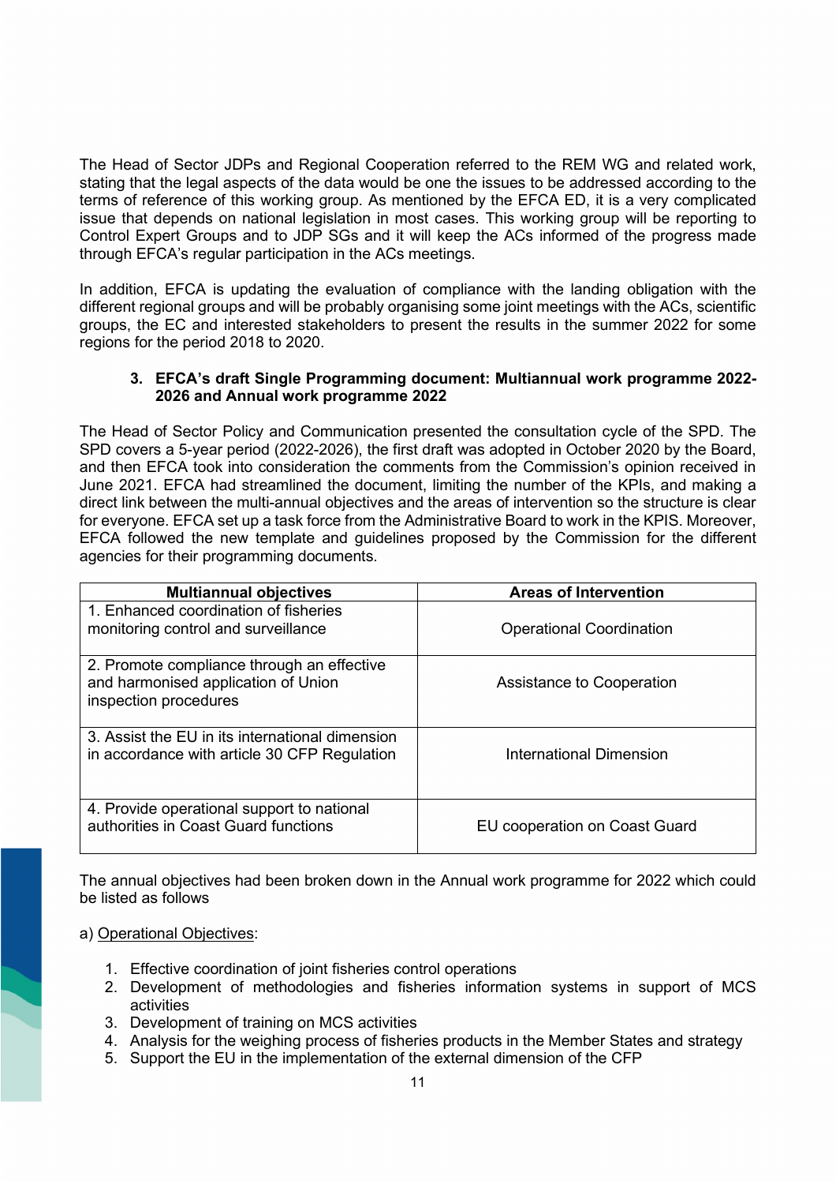The Head of Sector JDPs and Regional Cooperation referred to the REM WG and related work, stating that the legal aspects of the data would be one the issues to be addressed according to the terms of reference of this working group. As mentioned by the EFCA ED, it is a very complicated issue that depends on national legislation in most cases. This working group will be reporting to Control Expert Groups and to JDP SGs and it will keep the ACs informed of the progress made through EFCA's regular participation in the ACs meetings.

In addition, EFCA is updating the evaluation of compliance with the landing obligation with the different regional groups and will be probably organising some joint meetings with the ACs, scientific groups, the EC and interested stakeholders to present the results in the summer 2022 for some regions for the period 2018 to 2020.

### 3. EFCA's draft Single Programming document: Multiannual work programme 2022-2026 and Annual work programme 2022

The Head of Sector Policy and Communication presented the consultation cycle of the SPD. The SPD covers a 5-year period (2022-2026), the first draft was adopted in October 2020 by the Board, and then EFCA took into consideration the comments from the Commission's opinion received in June 2021. EFCA had streamlined the document, limiting the number of the KPIs, and making a direct link between the multi-annual objectives and the areas of intervention so the structure is clear for everyone. EFCA set up a task force from the Administrative Board to work in the KPIS. Moreover, EFCA followed the new template and guidelines proposed by the Commission for the different agencies for their programming documents.

| Multiannual objectives | Areas of Intervention |
| --- | --- |
| 1. Enhanced coordination of fisheries monitoring control and surveillance | Operational Coordination |
| 2. Promote compliance through an effective and harmonised application of Union inspection procedures | Assistance to Cooperation |
| 3. Assist the EU in its international dimension in accordance with article 30 CFP Regulation | International Dimension |
| 4. Provide operational support to national authorities in Coast Guard functions | EU cooperation on Coast Guard |

The annual objectives had been broken down in the Annual work programme for 2022 which could be listed as follows

a) Operational Objectives:

1. Effective coordination of joint fisheries control operations
2. Development of methodologies and fisheries information systems in support of MCS activities
3. Development of training on MCS activities
4. Analysis for the weighing process of fisheries products in the Member States and strategy
5. Support the EU in the implementation of the external dimension of the CFP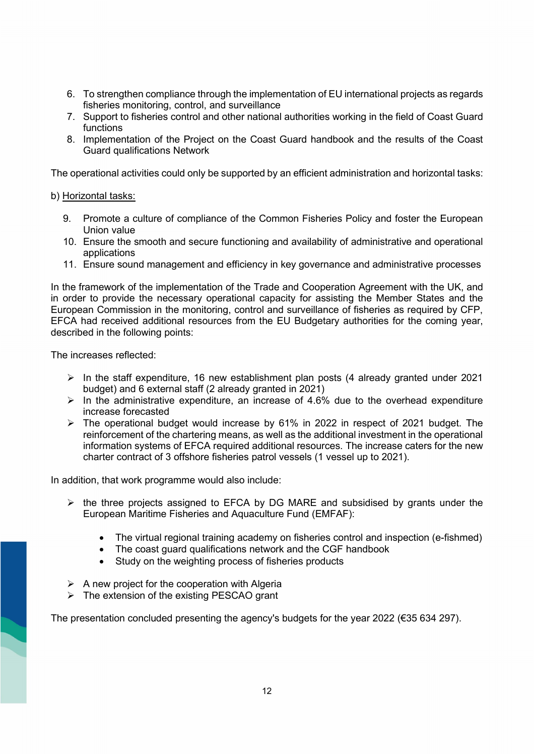6. To strengthen compliance through the implementation of EU international projects as regards fisheries monitoring, control, and surveillance
7. Support to fisheries control and other national authorities working in the field of Coast Guard functions
8. Implementation of the Project on the Coast Guard handbook and the results of the Coast Guard qualifications Network

The operational activities could only be supported by an efficient administration and horizontal tasks:

b) Horizontal tasks:

9. Promote a culture of compliance of the Common Fisheries Policy and foster the European Union value
10. Ensure the smooth and secure functioning and availability of administrative and operational applications
11. Ensure sound management and efficiency in key governance and administrative processes

In the framework of the implementation of the Trade and Cooperation Agreement with the UK, and in order to provide the necessary operational capacity for assisting the Member States and the European Commission in the monitoring, control and surveillance of fisheries as required by CFP, EFCA had received additional resources from the EU Budgetary authorities for the coming year, described in the following points:

The increases reflected:

- In the staff expenditure, 16 new establishment plan posts (4 already granted under 2021 budget) and 6 external staff (2 already granted in 2021)
- In the administrative expenditure, an increase of 4.6% due to the overhead expenditure increase forecasted
- The operational budget would increase by 61% in 2022 in respect of 2021 budget. The reinforcement of the chartering means, as well as the additional investment in the operational information systems of EFCA required additional resources. The increase caters for the new charter contract of 3 offshore fisheries patrol vessels (1 vessel up to 2021).

In addition, that work programme would also include:

- the three projects assigned to EFCA by DG MARE and subsidised by grants under the European Maritime Fisheries and Aquaculture Fund (EMFAF):
  - The virtual regional training academy on fisheries control and inspection (e-fishmed)
  - The coast guard qualifications network and the CGF handbook
  - Study on the weighting process of fisheries products
- A new project for the cooperation with Algeria
- The extension of the existing PESCAO grant

The presentation concluded presenting the agency's budgets for the year 2022 (€35 634 297).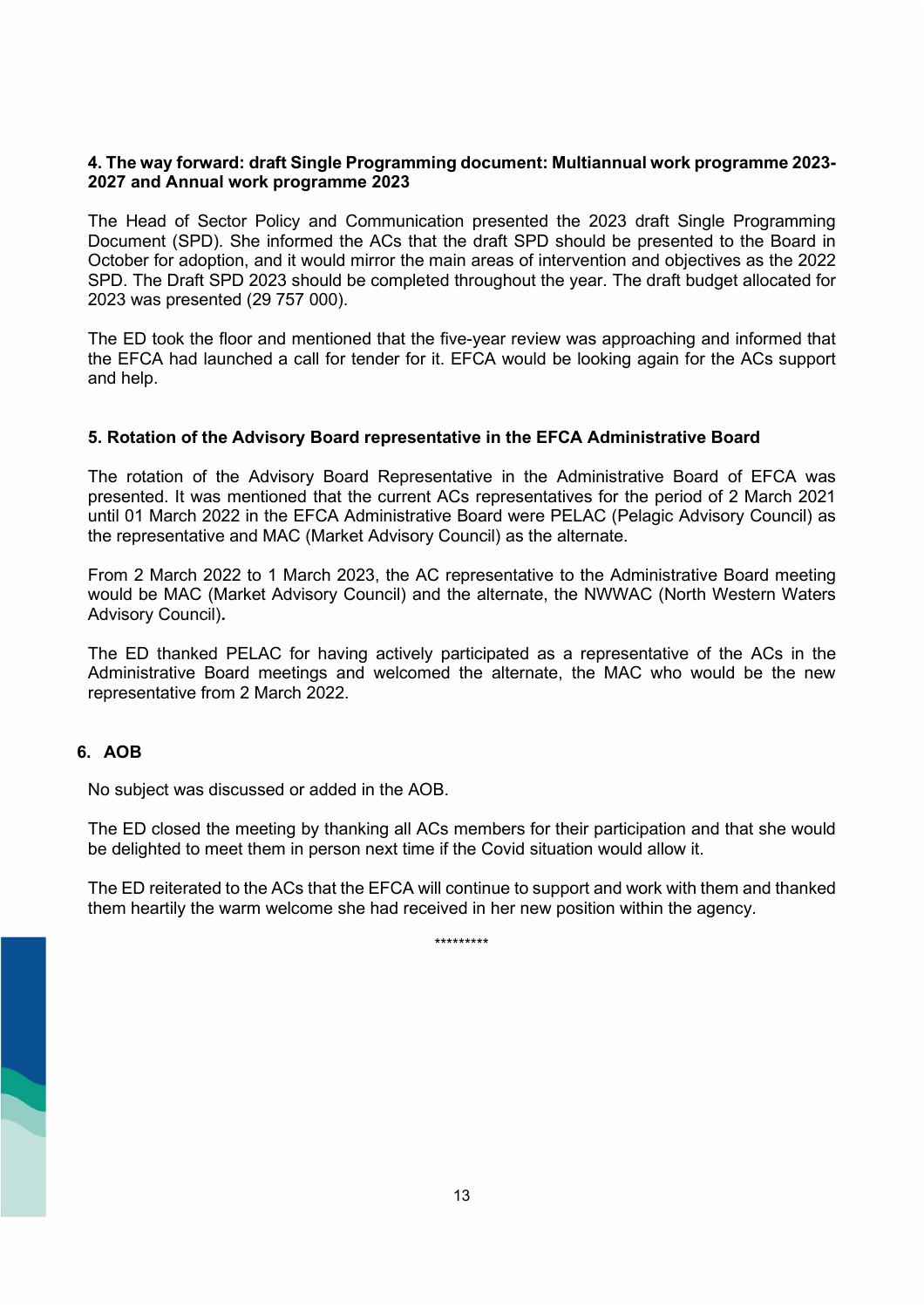### 4. The way forward: draft Single Programming document: Multiannual work programme 2023-2027 and Annual work programme 2023

The Head of Sector Policy and Communication presented the 2023 draft Single Programming Document (SPD). She informed the ACs that the draft SPD should be presented to the Board in October for adoption, and it would mirror the main areas of intervention and objectives as the 2022 SPD. The Draft SPD 2023 should be completed throughout the year. The draft budget allocated for 2023 was presented (29 757 000).

The ED took the floor and mentioned that the five-year review was approaching and informed that the EFCA had launched a call for tender for it. EFCA would be looking again for the ACs support and help.

### 5. Rotation of the Advisory Board representative in the EFCA Administrative Board

The rotation of the Advisory Board Representative in the Administrative Board of EFCA was presented. It was mentioned that the current ACs representatives for the period of 2 March 2021 until 01 March 2022 in the EFCA Administrative Board were PELAC (Pelagic Advisory Council) as the representative and MAC (Market Advisory Council) as the alternate.

From 2 March 2022 to 1 March 2023, the AC representative to the Administrative Board meeting would be MAC (Market Advisory Council) and the alternate, the NWWAC (North Western Waters Advisory Council)**.**

The ED thanked PELAC for having actively participated as a representative of the ACs in the Administrative Board meetings and welcomed the alternate, the MAC who would be the new representative from 2 March 2022.

### 6. AOB

No subject was discussed or added in the AOB.

The ED closed the meeting by thanking all ACs members for their participation and that she would be delighted to meet them in person next time if the Covid situation would allow it.

The ED reiterated to the ACs that the EFCA will continue to support and work with them and thanked them heartily the warm welcome she had received in her new position within the agency.

*********